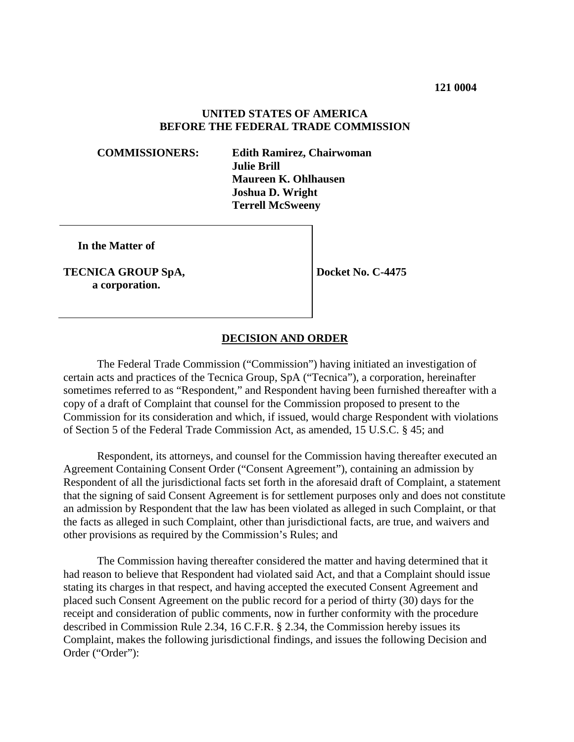**121 0004**

**UNITED STATES OF AMERICA**
**BEFORE THE FEDERAL TRADE COMMISSION**

**COMMISSIONERS:** **Edith Ramirez, Chairwoman**
**Julie Brill**
**Maureen K. Ohlhausen**
**Joshua D. Wright**
**Terrell McSweeny**

| | |
|---|---|
| **In the Matter of**<br><br>**TECNICA GROUP SpA,**<br>**a corporation.** | **Docket No. C-4475** |

## DECISION AND ORDER

The Federal Trade Commission ("Commission") having initiated an investigation of certain acts and practices of the Tecnica Group, SpA ("Tecnica"), a corporation, hereinafter sometimes referred to as "Respondent," and Respondent having been furnished thereafter with a copy of a draft of Complaint that counsel for the Commission proposed to present to the Commission for its consideration and which, if issued, would charge Respondent with violations of Section 5 of the Federal Trade Commission Act, as amended, 15 U.S.C. § 45; and

Respondent, its attorneys, and counsel for the Commission having thereafter executed an Agreement Containing Consent Order ("Consent Agreement"), containing an admission by Respondent of all the jurisdictional facts set forth in the aforesaid draft of Complaint, a statement that the signing of said Consent Agreement is for settlement purposes only and does not constitute an admission by Respondent that the law has been violated as alleged in such Complaint, or that the facts as alleged in such Complaint, other than jurisdictional facts, are true, and waivers and other provisions as required by the Commission's Rules; and

The Commission having thereafter considered the matter and having determined that it had reason to believe that Respondent had violated said Act, and that a Complaint should issue stating its charges in that respect, and having accepted the executed Consent Agreement and placed such Consent Agreement on the public record for a period of thirty (30) days for the receipt and consideration of public comments, now in further conformity with the procedure described in Commission Rule 2.34, 16 C.F.R. § 2.34, the Commission hereby issues its Complaint, makes the following jurisdictional findings, and issues the following Decision and Order ("Order"):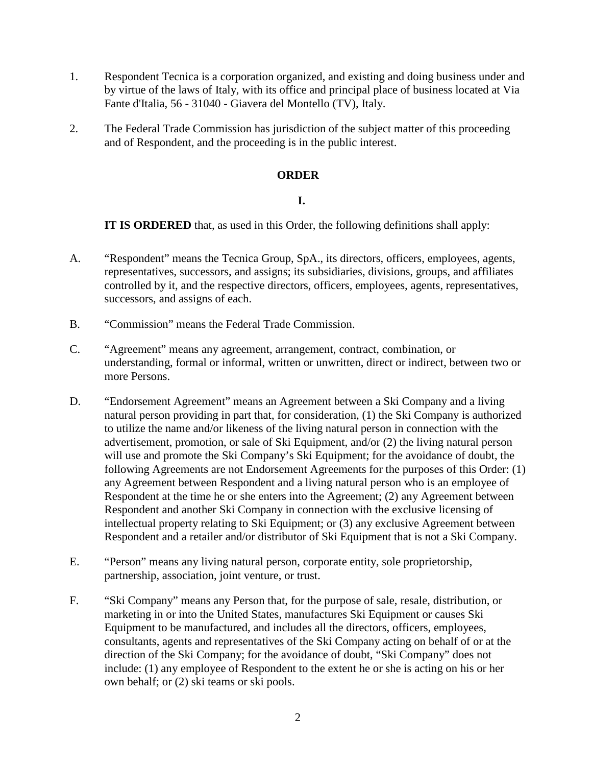1. Respondent Tecnica is a corporation organized, and existing and doing business under and by virtue of the laws of Italy, with its office and principal place of business located at Via Fante d'Italia, 56 - 31040 - Giavera del Montello (TV), Italy.

2. The Federal Trade Commission has jurisdiction of the subject matter of this proceeding and of Respondent, and the proceeding is in the public interest.

## ORDER

### I.

**IT IS ORDERED** that, as used in this Order, the following definitions shall apply:

A. "Respondent" means the Tecnica Group, SpA., its directors, officers, employees, agents, representatives, successors, and assigns; its subsidiaries, divisions, groups, and affiliates controlled by it, and the respective directors, officers, employees, agents, representatives, successors, and assigns of each.

B. "Commission" means the Federal Trade Commission.

C. "Agreement" means any agreement, arrangement, contract, combination, or understanding, formal or informal, written or unwritten, direct or indirect, between two or more Persons.

D. "Endorsement Agreement" means an Agreement between a Ski Company and a living natural person providing in part that, for consideration, (1) the Ski Company is authorized to utilize the name and/or likeness of the living natural person in connection with the advertisement, promotion, or sale of Ski Equipment, and/or (2) the living natural person will use and promote the Ski Company's Ski Equipment; for the avoidance of doubt, the following Agreements are not Endorsement Agreements for the purposes of this Order: (1) any Agreement between Respondent and a living natural person who is an employee of Respondent at the time he or she enters into the Agreement; (2) any Agreement between Respondent and another Ski Company in connection with the exclusive licensing of intellectual property relating to Ski Equipment; or (3) any exclusive Agreement between Respondent and a retailer and/or distributor of Ski Equipment that is not a Ski Company.

E. "Person" means any living natural person, corporate entity, sole proprietorship, partnership, association, joint venture, or trust.

F. "Ski Company" means any Person that, for the purpose of sale, resale, distribution, or marketing in or into the United States, manufactures Ski Equipment or causes Ski Equipment to be manufactured, and includes all the directors, officers, employees, consultants, agents and representatives of the Ski Company acting on behalf of or at the direction of the Ski Company; for the avoidance of doubt, "Ski Company" does not include: (1) any employee of Respondent to the extent he or she is acting on his or her own behalf; or (2) ski teams or ski pools.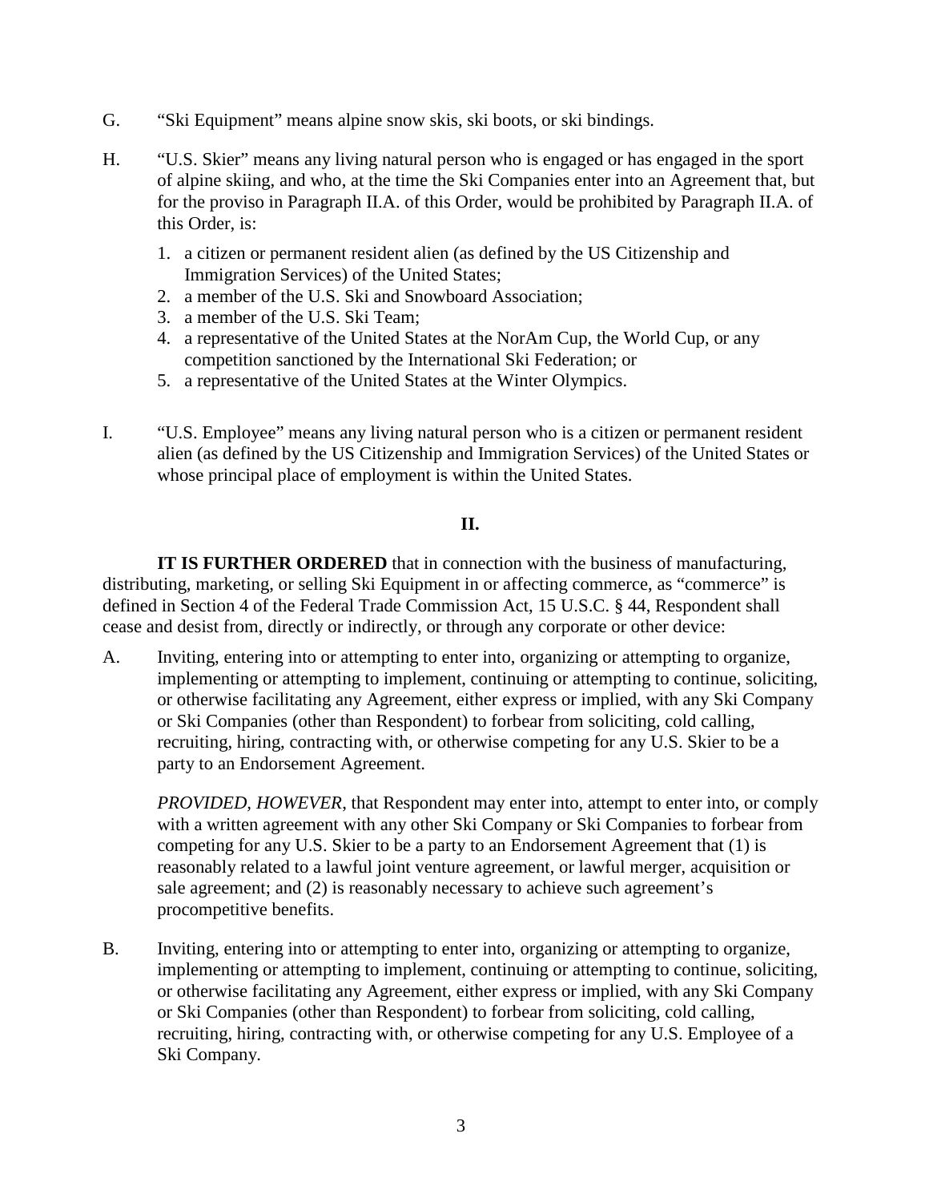G. "Ski Equipment" means alpine snow skis, ski boots, or ski bindings.

H. "U.S. Skier" means any living natural person who is engaged or has engaged in the sport of alpine skiing, and who, at the time the Ski Companies enter into an Agreement that, but for the proviso in Paragraph II.A. of this Order, would be prohibited by Paragraph II.A. of this Order, is:

1. a citizen or permanent resident alien (as defined by the US Citizenship and Immigration Services) of the United States;
2. a member of the U.S. Ski and Snowboard Association;
3. a member of the U.S. Ski Team;
4. a representative of the United States at the NorAm Cup, the World Cup, or any competition sanctioned by the International Ski Federation; or
5. a representative of the United States at the Winter Olympics.

I. "U.S. Employee" means any living natural person who is a citizen or permanent resident alien (as defined by the US Citizenship and Immigration Services) of the United States or whose principal place of employment is within the United States.

## II.

**IT IS FURTHER ORDERED** that in connection with the business of manufacturing, distributing, marketing, or selling Ski Equipment in or affecting commerce, as "commerce" is defined in Section 4 of the Federal Trade Commission Act, 15 U.S.C. § 44, Respondent shall cease and desist from, directly or indirectly, or through any corporate or other device:

A. Inviting, entering into or attempting to enter into, organizing or attempting to organize, implementing or attempting to implement, continuing or attempting to continue, soliciting, or otherwise facilitating any Agreement, either express or implied, with any Ski Company or Ski Companies (other than Respondent) to forbear from soliciting, cold calling, recruiting, hiring, contracting with, or otherwise competing for any U.S. Skier to be a party to an Endorsement Agreement.

*PROVIDED, HOWEVER*, that Respondent may enter into, attempt to enter into, or comply with a written agreement with any other Ski Company or Ski Companies to forbear from competing for any U.S. Skier to be a party to an Endorsement Agreement that (1) is reasonably related to a lawful joint venture agreement, or lawful merger, acquisition or sale agreement; and (2) is reasonably necessary to achieve such agreement's procompetitive benefits.

B. Inviting, entering into or attempting to enter into, organizing or attempting to organize, implementing or attempting to implement, continuing or attempting to continue, soliciting, or otherwise facilitating any Agreement, either express or implied, with any Ski Company or Ski Companies (other than Respondent) to forbear from soliciting, cold calling, recruiting, hiring, contracting with, or otherwise competing for any U.S. Employee of a Ski Company.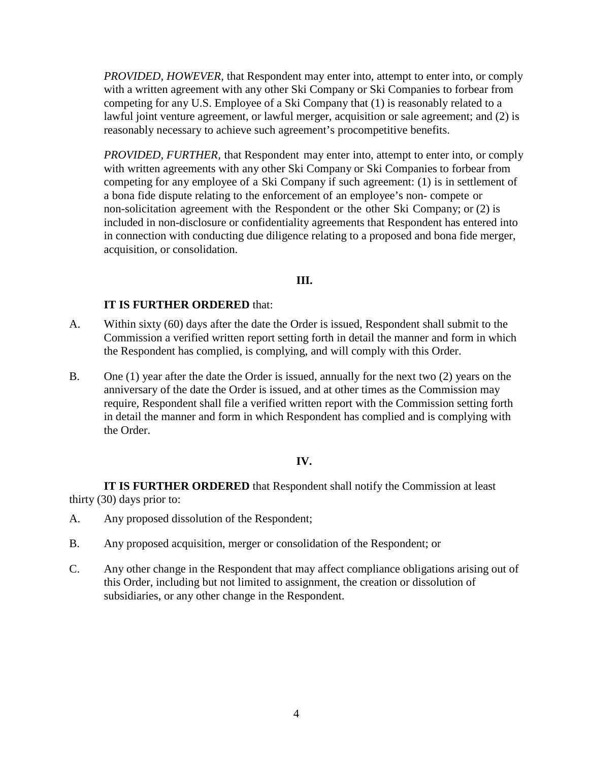*PROVIDED, HOWEVER*, that Respondent may enter into, attempt to enter into, or comply with a written agreement with any other Ski Company or Ski Companies to forbear from competing for any U.S. Employee of a Ski Company that (1) is reasonably related to a lawful joint venture agreement, or lawful merger, acquisition or sale agreement; and (2) is reasonably necessary to achieve such agreement's procompetitive benefits.

*PROVIDED, FURTHER,* that Respondent may enter into, attempt to enter into, or comply with written agreements with any other Ski Company or Ski Companies to forbear from competing for any employee of a Ski Company if such agreement: (1) is in settlement of a bona fide dispute relating to the enforcement of an employee's non- compete or non-solicitation agreement with the Respondent or the other Ski Company; or (2) is included in non-disclosure or confidentiality agreements that Respondent has entered into in connection with conducting due diligence relating to a proposed and bona fide merger, acquisition, or consolidation.

**III.**

**IT IS FURTHER ORDERED** that:

A. Within sixty (60) days after the date the Order is issued, Respondent shall submit to the Commission a verified written report setting forth in detail the manner and form in which the Respondent has complied, is complying, and will comply with this Order.

B. One (1) year after the date the Order is issued, annually for the next two (2) years on the anniversary of the date the Order is issued, and at other times as the Commission may require, Respondent shall file a verified written report with the Commission setting forth in detail the manner and form in which Respondent has complied and is complying with the Order.

**IV.**

**IT IS FURTHER ORDERED** that Respondent shall notify the Commission at least thirty (30) days prior to:

A. Any proposed dissolution of the Respondent;

B. Any proposed acquisition, merger or consolidation of the Respondent; or

C. Any other change in the Respondent that may affect compliance obligations arising out of this Order, including but not limited to assignment, the creation or dissolution of subsidiaries, or any other change in the Respondent.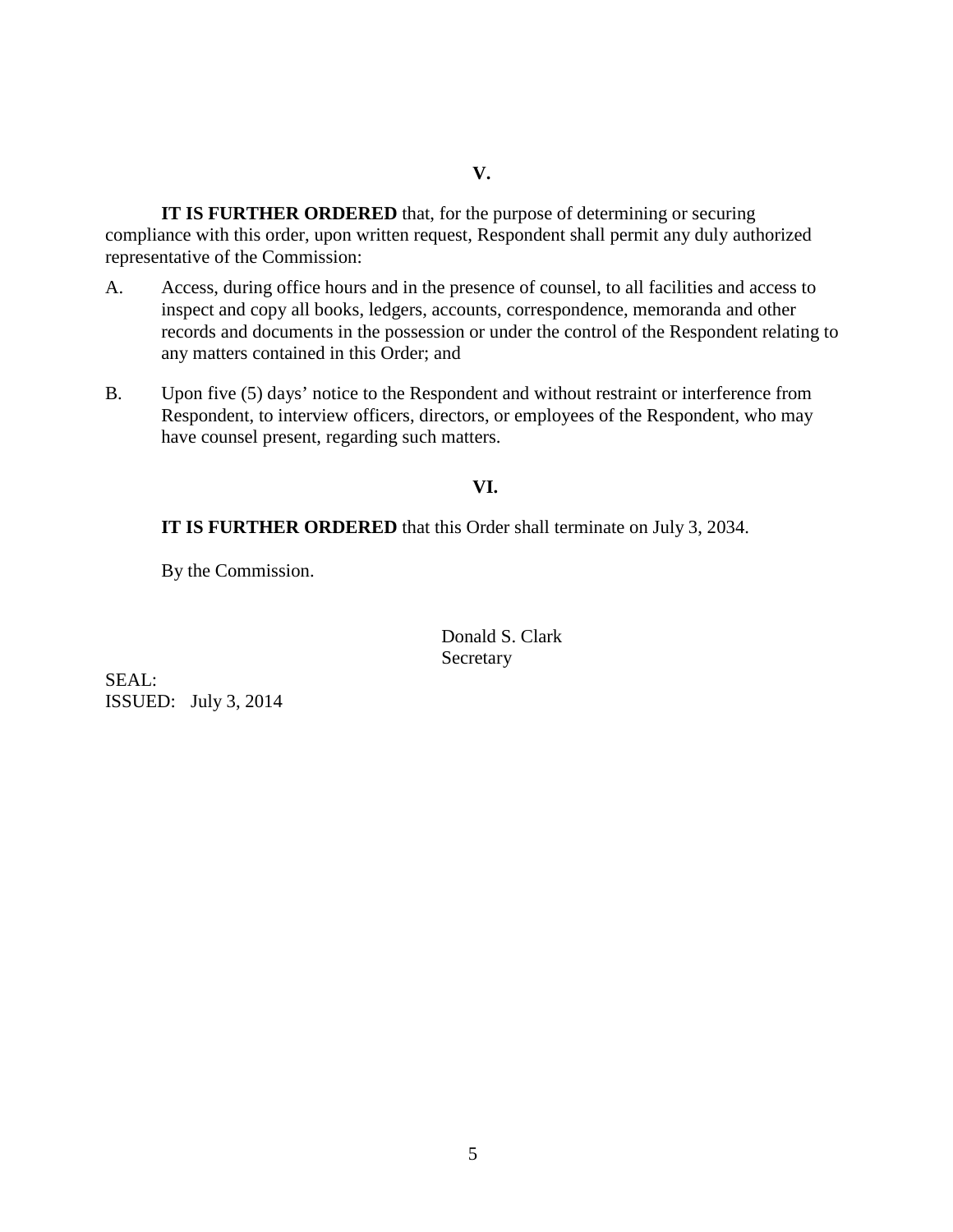## V.

**IT IS FURTHER ORDERED** that, for the purpose of determining or securing compliance with this order, upon written request, Respondent shall permit any duly authorized representative of the Commission:

A. Access, during office hours and in the presence of counsel, to all facilities and access to inspect and copy all books, ledgers, accounts, correspondence, memoranda and other records and documents in the possession or under the control of the Respondent relating to any matters contained in this Order; and

B. Upon five (5) days' notice to the Respondent and without restraint or interference from Respondent, to interview officers, directors, or employees of the Respondent, who may have counsel present, regarding such matters.

## VI.

**IT IS FURTHER ORDERED** that this Order shall terminate on July 3, 2034.

By the Commission.

Donald S. Clark
Secretary

SEAL:
ISSUED: July 3, 2014